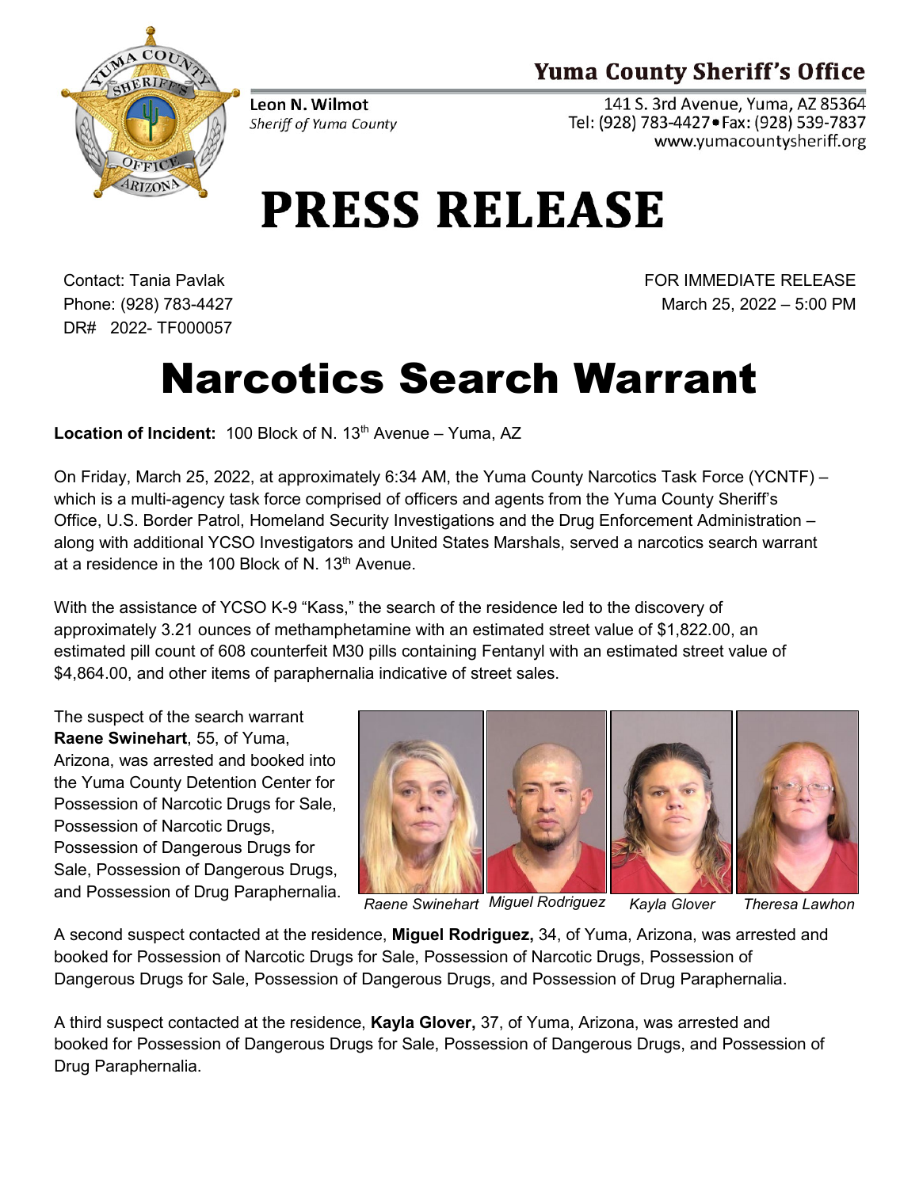# Yuma County Sheriff's Office

**Leon N. Wilmot**
*Sheriff of Yuma County*

141 S. 3rd Avenue, Yuma, AZ 85364
Tel: (928) 783-4427 • Fax: (928) 539-7837
www.yumacountysheriff.org

# PRESS RELEASE

Contact: Tania Pavlak
Phone: (928) 783-4427
DR# 2022- TF000057

FOR IMMEDIATE RELEASE
March 25, 2022 – 5:00 PM

# Narcotics Search Warrant

**Location of Incident:** 100 Block of N. 13th Avenue – Yuma, AZ

On Friday, March 25, 2022, at approximately 6:34 AM, the Yuma County Narcotics Task Force (YCNTF) – which is a multi-agency task force comprised of officers and agents from the Yuma County Sheriff's Office, U.S. Border Patrol, Homeland Security Investigations and the Drug Enforcement Administration – along with additional YCSO Investigators and United States Marshals, served a narcotics search warrant at a residence in the 100 Block of N. 13th Avenue.

With the assistance of YCSO K-9 "Kass," the search of the residence led to the discovery of approximately 3.21 ounces of methamphetamine with an estimated street value of $1,822.00, an estimated pill count of 608 counterfeit M30 pills containing Fentanyl with an estimated street value of $4,864.00, and other items of paraphernalia indicative of street sales.

The suspect of the search warrant **Raene Swinehart**, 55, of Yuma, Arizona, was arrested and booked into the Yuma County Detention Center for Possession of Narcotic Drugs for Sale, Possession of Narcotic Drugs, Possession of Dangerous Drugs for Sale, Possession of Dangerous Drugs, and Possession of Drug Paraphernalia.

*Raene Swinehart* *Miguel Rodriguez* *Kayla Glover* *Theresa Lawhon*

A second suspect contacted at the residence, **Miguel Rodriguez,** 34, of Yuma, Arizona, was arrested and booked for Possession of Narcotic Drugs for Sale, Possession of Narcotic Drugs, Possession of Dangerous Drugs for Sale, Possession of Dangerous Drugs, and Possession of Drug Paraphernalia.

A third suspect contacted at the residence, **Kayla Glover,** 37, of Yuma, Arizona, was arrested and booked for Possession of Dangerous Drugs for Sale, Possession of Dangerous Drugs, and Possession of Drug Paraphernalia.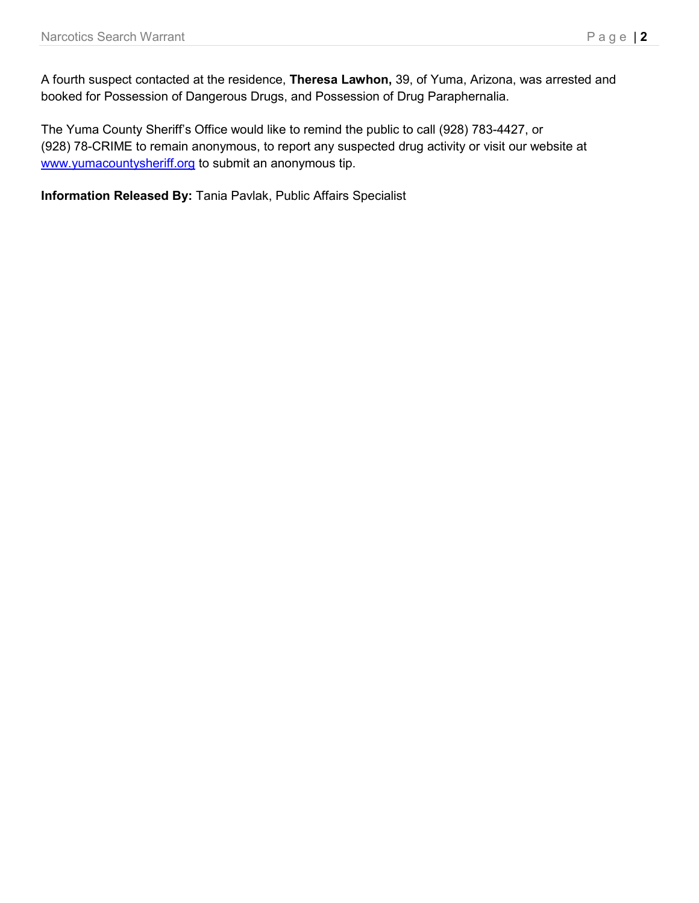A fourth suspect contacted at the residence, **Theresa Lawhon,** 39, of Yuma, Arizona, was arrested and booked for Possession of Dangerous Drugs, and Possession of Drug Paraphernalia.

The Yuma County Sheriff's Office would like to remind the public to call (928) 783-4427, or (928) 78-CRIME to remain anonymous, to report any suspected drug activity or visit our website at [www.yumacountysheriff.org](http://www.yumacountysheriff.org) to submit an anonymous tip.

**Information Released By:** Tania Pavlak, Public Affairs Specialist